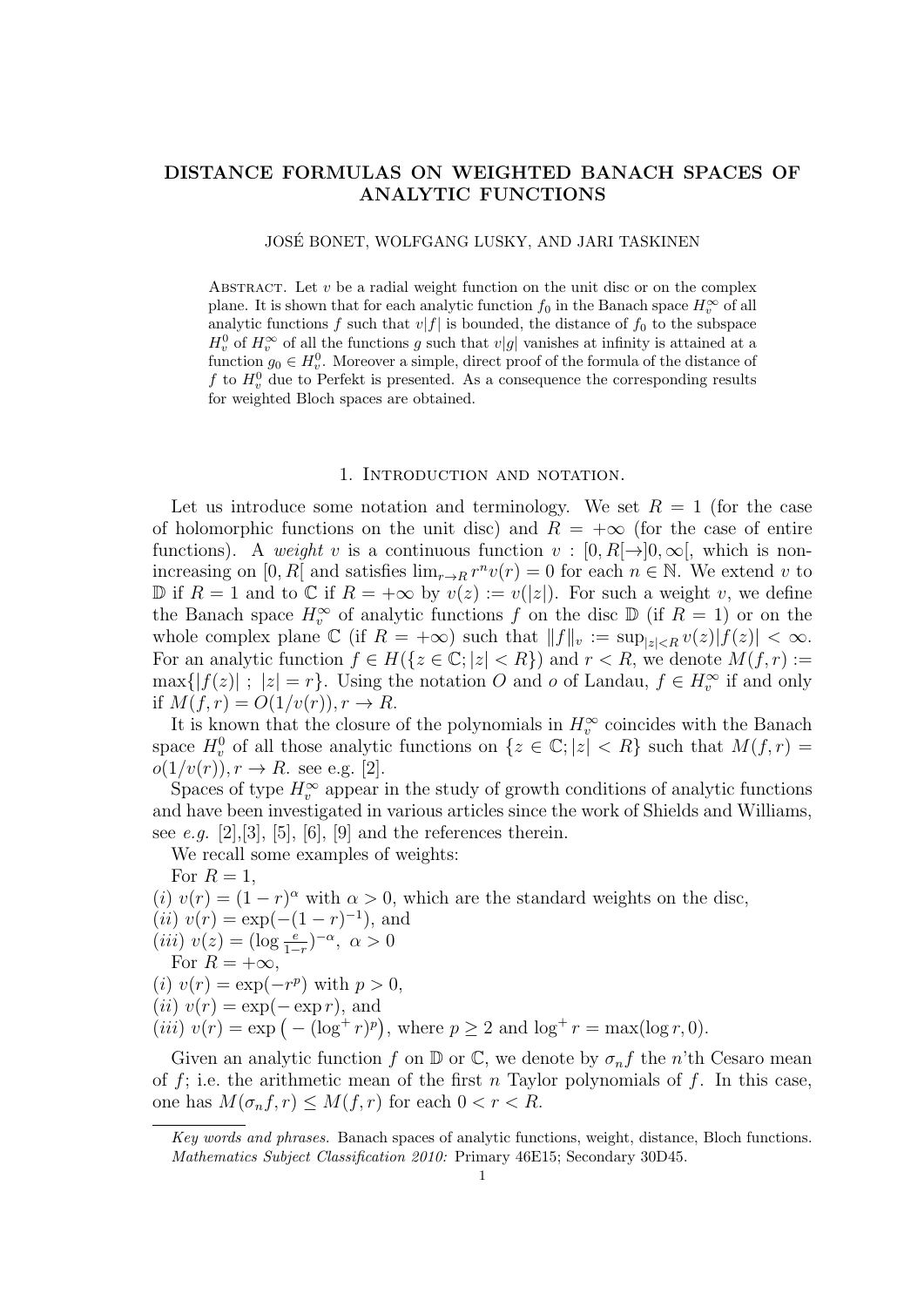# DISTANCE FORMULAS ON WEIGHTED BANACH SPACES OF ANALYTIC FUNCTIONS

JOSÉ BONET, WOLFGANG LUSKY, AND JARI TASKINEN

Abstract. Let $v$ be a radial weight function on the unit disc or on the complex plane. It is shown that for each analytic function $f_0$ in the Banach space $H_v^\infty$ of all analytic functions $f$ such that $v|f|$ is bounded, the distance of $f_0$ to the subspace $H_v^0$ of $H_v^\infty$ of all the functions $g$ such that $v|g|$ vanishes at infinity is attained at a function $g_0 \in H_v^0$. Moreover a simple, direct proof of the formula of the distance of $f$ to $H_v^0$ due to Perfekt is presented. As a consequence the corresponding results for weighted Bloch spaces are obtained.

## 1. Introduction and notation.

Let us introduce some notation and terminology. We set $R = 1$ (for the case of holomorphic functions on the unit disc) and $R = +\infty$ (for the case of entire functions). A *weight* $v$ is a continuous function $v : [0, R[\to ]0, \infty[$, which is non-increasing on $[0, R[$ and satisfies $\lim_{r\to R} r^n v(r) = 0$ for each $n \in \mathbb{N}$. We extend $v$ to $\mathbb{D}$ if $R = 1$ and to $\mathbb{C}$ if $R = +\infty$ by $v(z) := v(|z|)$. For such a weight $v$, we define the Banach space $H_v^\infty$ of analytic functions $f$ on the disc $\mathbb{D}$ (if $R = 1$) or on the whole complex plane $\mathbb{C}$ (if $R = +\infty$) such that $\|f\|_v := \sup_{|z|<R} v(z)|f(z)| < \infty$. For an analytic function $f \in H(\{z \in \mathbb{C}; |z| < R\})$ and $r < R$, we denote $M(f, r) := \max\{|f(z)| \ ; \ |z| = r\}$. Using the notation $O$ and $o$ of Landau, $f \in H_v^\infty$ if and only if $M(f, r) = O(1/v(r)), r \to R$.

It is known that the closure of the polynomials in $H_v^\infty$ coincides with the Banach space $H_v^0$ of all those analytic functions on $\{z \in \mathbb{C}; |z| < R\}$ such that $M(f, r) = o(1/v(r)), r \to R$. see e.g. [2].

Spaces of type $H_v^\infty$ appear in the study of growth conditions of analytic functions and have been investigated in various articles since the work of Shields and Williams, see *e.g.* [2],[3], [5], [6], [9] and the references therein.

We recall some examples of weights:

For $R = 1$,

$(i)$ $v(r) = (1 - r)^\alpha$ with $\alpha > 0$, which are the standard weights on the disc,

$(ii)$ $v(r) = \exp(-(1 - r)^{-1})$, and

$(iii)$ $v(z) = (\log \frac{e}{1-r})^{-\alpha}, \ \alpha > 0$

For $R = +\infty$,

$(i)$ $v(r) = \exp(-r^p)$ with $p > 0$,

$(ii)$ $v(r) = \exp(-\exp r)$, and

$(iii)$ $v(r) = \exp\big(-(\log^+ r)^p\big)$, where $p \geq 2$ and $\log^+ r = \max(\log r, 0)$.

Given an analytic function $f$ on $\mathbb{D}$ or $\mathbb{C}$, we denote by $\sigma_n f$ the $n$'th Cesaro mean of $f$; i.e. the arithmetic mean of the first $n$ Taylor polynomials of $f$. In this case, one has $M(\sigma_n f, r) \leq M(f, r)$ for each $0 < r < R$.

*Key words and phrases.* Banach spaces of analytic functions, weight, distance, Bloch functions.
*Mathematics Subject Classification 2010:* Primary 46E15; Secondary 30D45.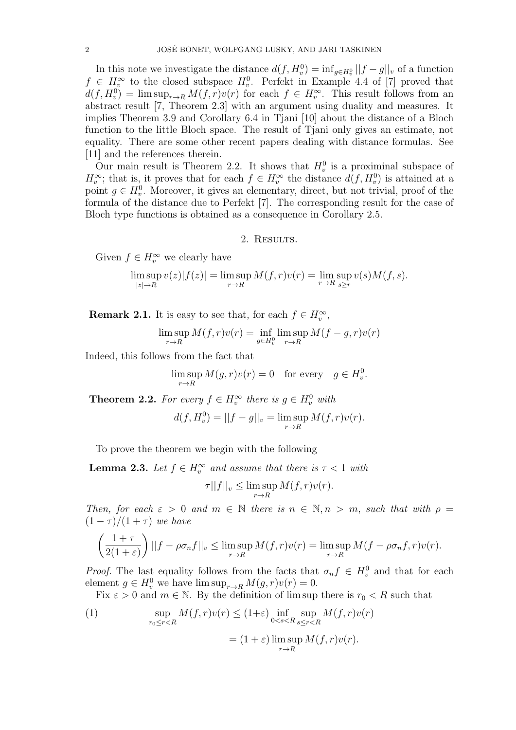In this note we investigate the distance $d(f, H_v^0) = \inf_{g \in H_v^0} ||f - g||_v$ of a function $f \in H_v^\infty$ to the closed subspace $H_v^0$. Perfekt in Example 4.4 of [7] proved that $d(f, H_v^0) = \limsup_{r \to R} M(f, r)v(r)$ for each $f \in H_v^\infty$. This result follows from an abstract result [7, Theorem 2.3] with an argument using duality and measures. It implies Theorem 3.9 and Corollary 6.4 in Tjani [10] about the distance of a Bloch function to the little Bloch space. The result of Tjani only gives an estimate, not equality. There are some other recent papers dealing with distance formulas. See [11] and the references therein.

Our main result is Theorem 2.2. It shows that $H_v^0$ is a proximinal subspace of $H_v^\infty$; that is, it proves that for each $f \in H_v^\infty$ the distance $d(f, H_v^0)$ is attained at a point $g \in H_v^0$. Moreover, it gives an elementary, direct, but not trivial, proof of the formula of the distance due to Perfekt [7]. The corresponding result for the case of Bloch type functions is obtained as a consequence in Corollary 2.5.

## 2. Results.

Given $f \in H_v^\infty$ we clearly have

$$\limsup_{|z| \to R} v(z)|f(z)| = \limsup_{r \to R} M(f, r)v(r) = \lim_{r \to R} \sup_{s \geq r} v(s)M(f, s).$$

**Remark 2.1.** It is easy to see that, for each $f \in H_v^\infty$,

$$\limsup_{r \to R} M(f, r)v(r) = \inf_{g \in H_v^0} \limsup_{r \to R} M(f - g, r)v(r)$$

Indeed, this follows from the fact that

$$\limsup_{r \to R} M(g, r)v(r) = 0 \quad \text{for every} \quad g \in H_v^0.$$

**Theorem 2.2.** *For every $f \in H_v^\infty$ there is $g \in H_v^0$ with*

$$d(f, H_v^0) = ||f - g||_v = \limsup_{r \to R} M(f, r)v(r).$$

To prove the theorem we begin with the following

**Lemma 2.3.** *Let $f \in H_v^\infty$ and assume that there is $\tau < 1$ with*

$$\tau ||f||_v \leq \limsup_{r \to R} M(f, r)v(r).$$

*Then, for each $\varepsilon > 0$ and $m \in \mathbb{N}$ there is $n \in \mathbb{N}, n > m$, such that with $\rho = (1 - \tau)/(1 + \tau)$ we have*

$$\left( \frac{1 + \tau}{2(1 + \varepsilon)} \right) ||f - \rho\sigma_n f||_v \leq \limsup_{r \to R} M(f, r)v(r) = \limsup_{r \to R} M(f - \rho\sigma_n f, r)v(r).$$

*Proof.* The last equality follows from the facts that $\sigma_n f \in H_v^0$ and that for each element $g \in H_v^0$ we have $\limsup_{r \to R} M(g, r)v(r) = 0$.

Fix $\varepsilon > 0$ and $m \in \mathbb{N}$. By the definition of lim sup there is $r_0 < R$ such that

$$\sup_{r_0 \leq r < R} M(f, r)v(r) \leq (1+\varepsilon) \inf_{0 < s < R} \sup_{s \leq r < R} M(f, r)v(r) \tag{1}$$

$$= (1 + \varepsilon) \limsup_{r \to R} M(f, r)v(r).$$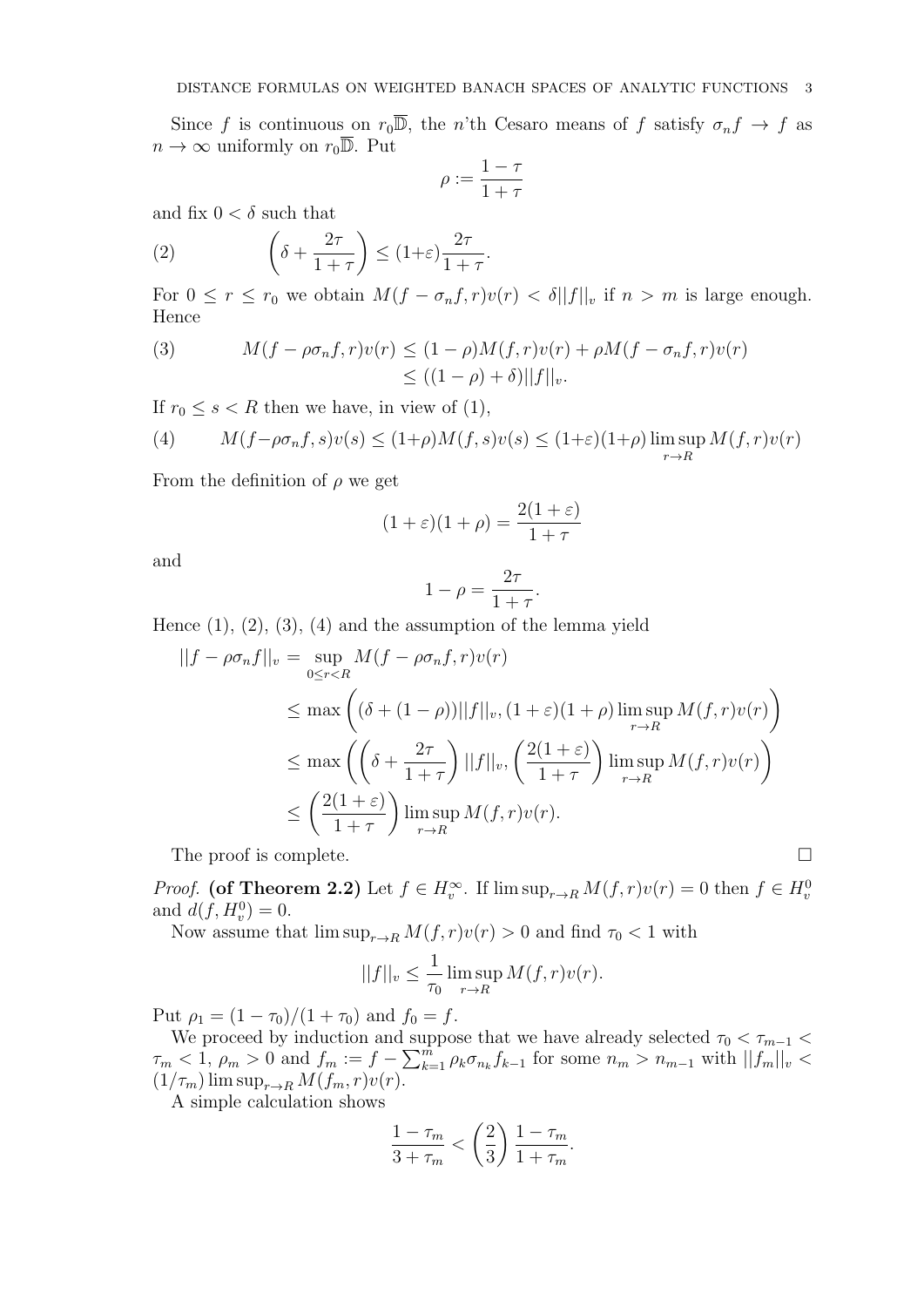Since $f$ is continuous on $r_0\overline{\mathbb{D}}$, the $n$'th Cesaro means of $f$ satisfy $\sigma_n f \to f$ as $n \to \infty$ uniformly on $r_0\overline{\mathbb{D}}$. Put

$$\rho := \frac{1-\tau}{1+\tau}$$

and fix $0 < \delta$ such that

$$\left(\delta + \frac{2\tau}{1+\tau}\right) \leq (1+\varepsilon)\frac{2\tau}{1+\tau}. \tag{2}$$

For $0 \leq r \leq r_0$ we obtain $M(f - \sigma_n f, r)v(r) < \delta ||f||_v$ if $n > m$ is large enough. Hence

$$\begin{aligned} M(f - \rho\sigma_n f, r)v(r) &\leq (1-\rho)M(f,r)v(r) + \rho M(f - \sigma_n f, r)v(r) \\ &\leq ((1-\rho) + \delta)||f||_v. \end{aligned} \tag{3}$$

If $r_0 \leq s < R$ then we have, in view of (1),

$$M(f - \rho\sigma_n f, s)v(s) \leq (1+\rho)M(f,s)v(s) \leq (1+\varepsilon)(1+\rho)\limsup_{r\to R} M(f,r)v(r) \tag{4}$$

From the definition of $\rho$ we get

$$(1+\varepsilon)(1+\rho) = \frac{2(1+\varepsilon)}{1+\tau}$$

and

$$1 - \rho = \frac{2\tau}{1+\tau}.$$

Hence (1), (2), (3), (4) and the assumption of the lemma yield

$$\begin{aligned} ||f - \rho\sigma_n f||_v &= \sup_{0\leq r<R} M(f - \rho\sigma_n f, r)v(r) \\ &\leq \max\left((\delta + (1-\rho))||f||_v, (1+\varepsilon)(1+\rho)\limsup_{r\to R} M(f,r)v(r)\right) \\ &\leq \max\left(\left(\delta + \frac{2\tau}{1+\tau}\right)||f||_v, \left(\frac{2(1+\varepsilon)}{1+\tau}\right)\limsup_{r\to R} M(f,r)v(r)\right) \\ &\leq \left(\frac{2(1+\varepsilon)}{1+\tau}\right)\limsup_{r\to R} M(f,r)v(r). \end{aligned}$$

The proof is complete. $\square$

*Proof.* **(of Theorem 2.2)** Let $f \in H_v^\infty$. If $\limsup_{r\to R} M(f,r)v(r) = 0$ then $f \in H_v^0$ and $d(f, H_v^0) = 0$.

Now assume that $\limsup_{r\to R} M(f,r)v(r) > 0$ and find $\tau_0 < 1$ with

$$||f||_v \leq \frac{1}{\tau_0}\limsup_{r\to R} M(f,r)v(r).$$

Put $\rho_1 = (1-\tau_0)/(1+\tau_0)$ and $f_0 = f$.

We proceed by induction and suppose that we have already selected $\tau_0 < \tau_{m-1} < \tau_m < 1$, $\rho_m > 0$ and $f_m := f - \sum_{k=1}^m \rho_k \sigma_{n_k} f_{k-1}$ for some $n_m > n_{m-1}$ with $||f_m||_v < (1/\tau_m)\limsup_{r\to R} M(f_m, r)v(r)$.

A simple calculation shows

$$\frac{1-\tau_m}{3+\tau_m} < \left(\frac{2}{3}\right)\frac{1-\tau_m}{1+\tau_m}.$$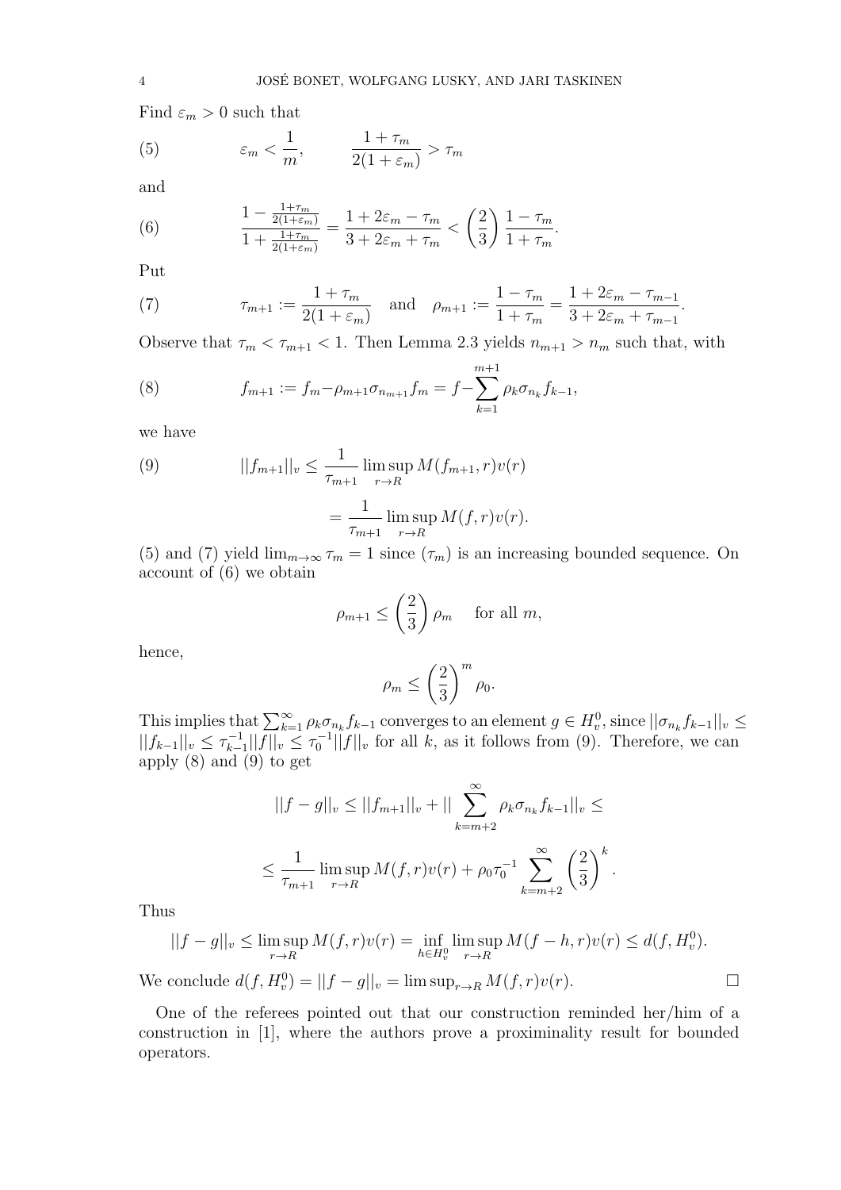Find $\varepsilon_m > 0$ such that

$$\varepsilon_m < \frac{1}{m}, \qquad \frac{1+\tau_m}{2(1+\varepsilon_m)} > \tau_m \tag{5}$$

and

$$\frac{1 - \frac{1+\tau_m}{2(1+\varepsilon_m)}}{1 + \frac{1+\tau_m}{2(1+\varepsilon_m)}} = \frac{1+2\varepsilon_m - \tau_m}{3+2\varepsilon_m + \tau_m} < \left(\frac{2}{3}\right) \frac{1-\tau_m}{1+\tau_m}. \tag{6}$$

Put

$$\tau_{m+1} := \frac{1+\tau_m}{2(1+\varepsilon_m)} \quad \text{and} \quad \rho_{m+1} := \frac{1-\tau_m}{1+\tau_m} = \frac{1+2\varepsilon_m - \tau_{m-1}}{3+2\varepsilon_m + \tau_{m-1}}. \tag{7}$$

Observe that $\tau_m < \tau_{m+1} < 1$. Then Lemma 2.3 yields $n_{m+1} > n_m$ such that, with

$$f_{m+1} := f_m - \rho_{m+1}\sigma_{n_{m+1}} f_m = f - \sum_{k=1}^{m+1} \rho_k \sigma_{n_k} f_{k-1}, \tag{8}$$

we have

$$\begin{aligned} ||f_{m+1}||_v &\leq \frac{1}{\tau_{m+1}} \limsup_{r \to R} M(f_{m+1}, r)v(r) \\ &= \frac{1}{\tau_{m+1}} \limsup_{r \to R} M(f, r)v(r). \end{aligned} \tag{9}$$

(5) and (7) yield $\lim_{m\to\infty} \tau_m = 1$ since $(\tau_m)$ is an increasing bounded sequence. On account of (6) we obtain

$$\rho_{m+1} \leq \left(\frac{2}{3}\right) \rho_m \quad \text{ for all } m,$$

hence,

$$\rho_m \leq \left(\frac{2}{3}\right)^m \rho_0.$$

This implies that $\sum_{k=1}^{\infty} \rho_k \sigma_{n_k} f_{k-1}$ converges to an element $g \in H_v^0$, since $||\sigma_{n_k} f_{k-1}||_v \leq ||f_{k-1}||_v \leq \tau_{k-1}^{-1} ||f||_v \leq \tau_0^{-1}||f||_v$ for all $k$, as it follows from (9). Therefore, we can apply (8) and (9) to get

$$||f - g||_v \leq ||f_{m+1}||_v + || \sum_{k=m+2}^{\infty} \rho_k \sigma_{n_k} f_{k-1}||_v \leq$$

$$\leq \frac{1}{\tau_{m+1}} \limsup_{r\to R} M(f, r)v(r) + \rho_0 \tau_0^{-1} \sum_{k=m+2}^{\infty} \left(\frac{2}{3}\right)^k.$$

Thus

$$||f - g||_v \leq \limsup_{r \to R} M(f, r)v(r) = \inf_{h \in H_v^0} \limsup_{r\to R} M(f - h, r)v(r) \leq d(f, H_v^0).$$

We conclude $d(f, H_v^0) = ||f - g||_v = \limsup_{r\to R} M(f, r)v(r)$. $\square$

One of the referees pointed out that our construction reminded her/him of a construction in [1], where the authors prove a proximinality result for bounded operators.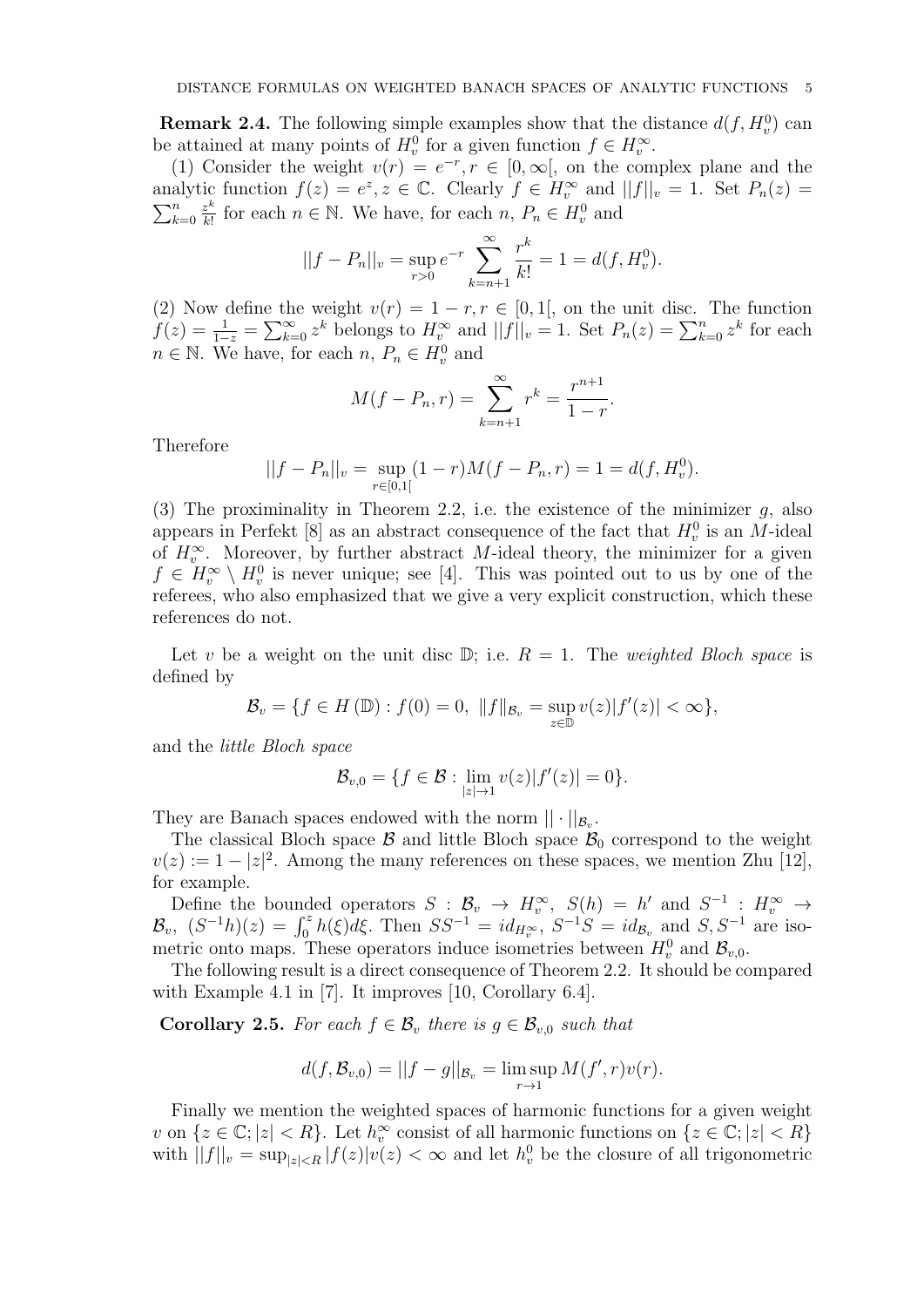**Remark 2.4.** The following simple examples show that the distance $d(f, H_v^0)$ can be attained at many points of $H_v^0$ for a given function $f \in H_v^\infty$.

(1) Consider the weight $v(r) = e^{-r}, r \in [0, \infty[$, on the complex plane and the analytic function $f(z) = e^z, z \in \mathbb{C}$. Clearly $f \in H_v^\infty$ and $||f||_v = 1$. Set $P_n(z) = \sum_{k=0}^n \frac{z^k}{k!}$ for each $n \in \mathbb{N}$. We have, for each $n$, $P_n \in H_v^0$ and

$$||f - P_n||_v = \sup_{r>0} e^{-r} \sum_{k=n+1}^{\infty} \frac{r^k}{k!} = 1 = d(f, H_v^0).$$

(2) Now define the weight $v(r) = 1 - r, r \in [0, 1[$, on the unit disc. The function $f(z) = \frac{1}{1-z} = \sum_{k=0}^\infty z^k$ belongs to $H_v^\infty$ and $||f||_v = 1$. Set $P_n(z) = \sum_{k=0}^n z^k$ for each $n \in \mathbb{N}$. We have, for each $n$, $P_n \in H_v^0$ and

$$M(f - P_n, r) = \sum_{k=n+1}^{\infty} r^k = \frac{r^{n+1}}{1-r}.$$

Therefore

$$||f - P_n||_v = \sup_{r \in [0,1[} (1 - r) M(f - P_n, r) = 1 = d(f, H_v^0).$$

(3) The proximinality in Theorem 2.2, i.e. the existence of the minimizer $g$, also appears in Perfekt [8] as an abstract consequence of the fact that $H_v^0$ is an $M$-ideal of $H_v^\infty$. Moreover, by further abstract $M$-ideal theory, the minimizer for a given $f \in H_v^\infty \setminus H_v^0$ is never unique; see [4]. This was pointed out to us by one of the referees, who also emphasized that we give a very explicit construction, which these references do not.

Let $v$ be a weight on the unit disc $\mathbb{D}$; i.e. $R = 1$. The *weighted Bloch space* is defined by

$$\mathcal{B}_v = \{f \in H(\mathbb{D}) : f(0) = 0, \ \|f\|_{\mathcal{B}_v} = \sup_{z \in \mathbb{D}} v(z)|f'(z)| < \infty\},$$

and the *little Bloch space*

$$\mathcal{B}_{v,0} = \{f \in \mathcal{B} : \lim_{|z| \to 1} v(z)|f'(z)| = 0\}.$$

They are Banach spaces endowed with the norm $|| \cdot ||_{\mathcal{B}_v}$.

The classical Bloch space $\mathcal{B}$ and little Bloch space $\mathcal{B}_0$ correspond to the weight $v(z) := 1 - |z|^2$. Among the many references on these spaces, we mention Zhu [12], for example.

Define the bounded operators $S : \mathcal{B}_v \to H_v^\infty$, $S(h) = h'$ and $S^{-1} : H_v^\infty \to \mathcal{B}_v$, $(S^{-1}h)(z) = \int_0^z h(\xi) d\xi$. Then $SS^{-1} = id_{H_v^\infty}$, $S^{-1}S = id_{\mathcal{B}_v}$ and $S, S^{-1}$ are isometric onto maps. These operators induce isometries between $H_v^0$ and $\mathcal{B}_{v,0}$.

The following result is a direct consequence of Theorem 2.2. It should be compared with Example 4.1 in [7]. It improves [10, Corollary 6.4].

**Corollary 2.5.** *For each $f \in \mathcal{B}_v$ there is $g \in \mathcal{B}_{v,0}$ such that*

$$d(f, \mathcal{B}_{v,0}) = ||f - g||_{\mathcal{B}_v} = \limsup_{r \to 1} M(f', r) v(r).$$

Finally we mention the weighted spaces of harmonic functions for a given weight $v$ on $\{z \in \mathbb{C}; |z| < R\}$. Let $h_v^\infty$ consist of all harmonic functions on $\{z \in \mathbb{C}; |z| < R\}$ with $||f||_v = \sup_{|z|<R} |f(z)|v(z) < \infty$ and let $h_v^0$ be the closure of all trigonometric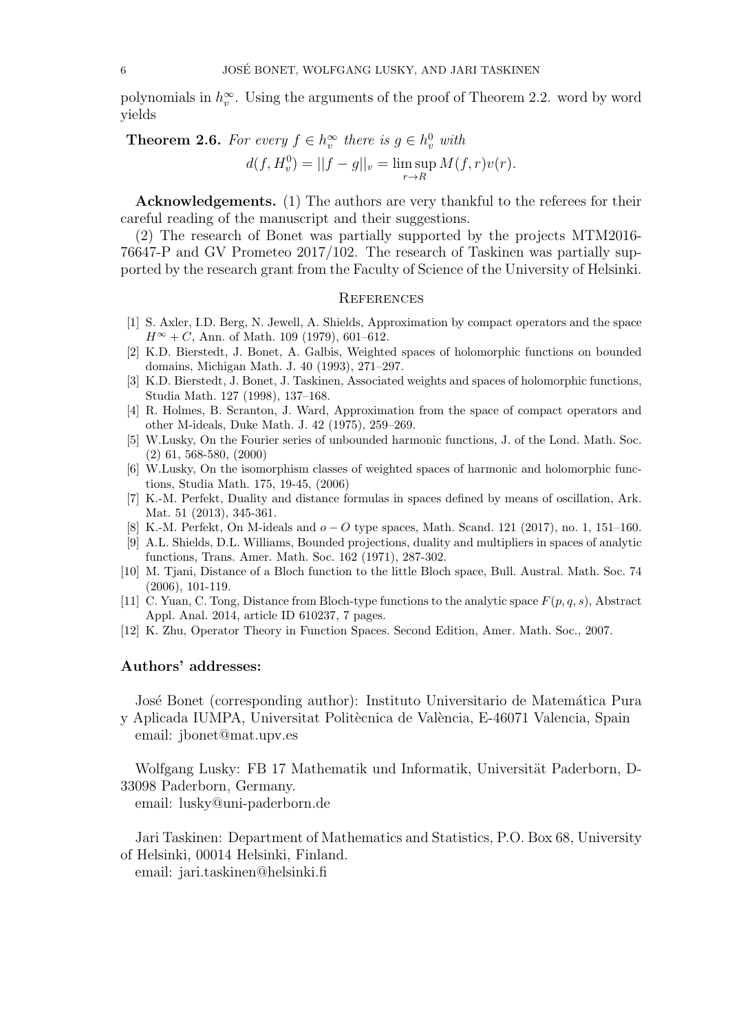polynomials in $h_v^\infty$. Using the arguments of the proof of Theorem 2.2. word by word yields

**Theorem 2.6.** *For every $f \in h_v^\infty$ there is $g \in h_v^0$ with*

$$d(f, H_v^0) = ||f - g||_v = \limsup_{r \to R} M(f, r)v(r).$$

**Acknowledgements.** (1) The authors are very thankful to the referees for their careful reading of the manuscript and their suggestions.

(2) The research of Bonet was partially supported by the projects MTM2016-76647-P and GV Prometeo 2017/102. The research of Taskinen was partially supported by the research grant from the Faculty of Science of the University of Helsinki.

## References

[1] S. Axler, I.D. Berg, N. Jewell, A. Shields, Approximation by compact operators and the space $H^\infty + C$, Ann. of Math. 109 (1979), 601–612.

[2] K.D. Bierstedt, J. Bonet, A. Galbis, Weighted spaces of holomorphic functions on bounded domains, Michigan Math. J. 40 (1993), 271–297.

[3] K.D. Bierstedt, J. Bonet, J. Taskinen, Associated weights and spaces of holomorphic functions, Studia Math. 127 (1998), 137–168.

[4] R. Holmes, B. Scranton, J. Ward, Approximation from the space of compact operators and other M-ideals, Duke Math. J. 42 (1975), 259–269.

[5] W.Lusky, On the Fourier series of unbounded harmonic functions, J. of the Lond. Math. Soc. (2) 61, 568-580, (2000)

[6] W.Lusky, On the isomorphism classes of weighted spaces of harmonic and holomorphic functions, Studia Math. 175, 19-45, (2006)

[7] K.-M. Perfekt, Duality and distance formulas in spaces defined by means of oscillation, Ark. Mat. 51 (2013), 345-361.

[8] K.-M. Perfekt, On M-ideals and $o - O$ type spaces, Math. Scand. 121 (2017), no. 1, 151–160.

[9] A.L. Shields, D.L. Williams, Bounded projections, duality and multipliers in spaces of analytic functions, Trans. Amer. Math. Soc. 162 (1971), 287-302.

[10] M. Tjani, Distance of a Bloch function to the little Bloch space, Bull. Austral. Math. Soc. 74 (2006), 101-119.

[11] C. Yuan, C. Tong, Distance from Bloch-type functions to the analytic space $F(p, q, s)$, Abstract Appl. Anal. 2014, article ID 610237, 7 pages.

[12] K. Zhu, Operator Theory in Function Spaces. Second Edition, Amer. Math. Soc., 2007.

### Authors' addresses:

José Bonet (corresponding author): Instituto Universitario de Matemática Pura y Aplicada IUMPA, Universitat Politècnica de València, E-46071 Valencia, Spain
email: jbonet@mat.upv.es

Wolfgang Lusky: FB 17 Mathematik und Informatik, Universität Paderborn, D-33098 Paderborn, Germany.
email: lusky@uni-paderborn.de

Jari Taskinen: Department of Mathematics and Statistics, P.O. Box 68, University of Helsinki, 00014 Helsinki, Finland.
email: jari.taskinen@helsinki.fi